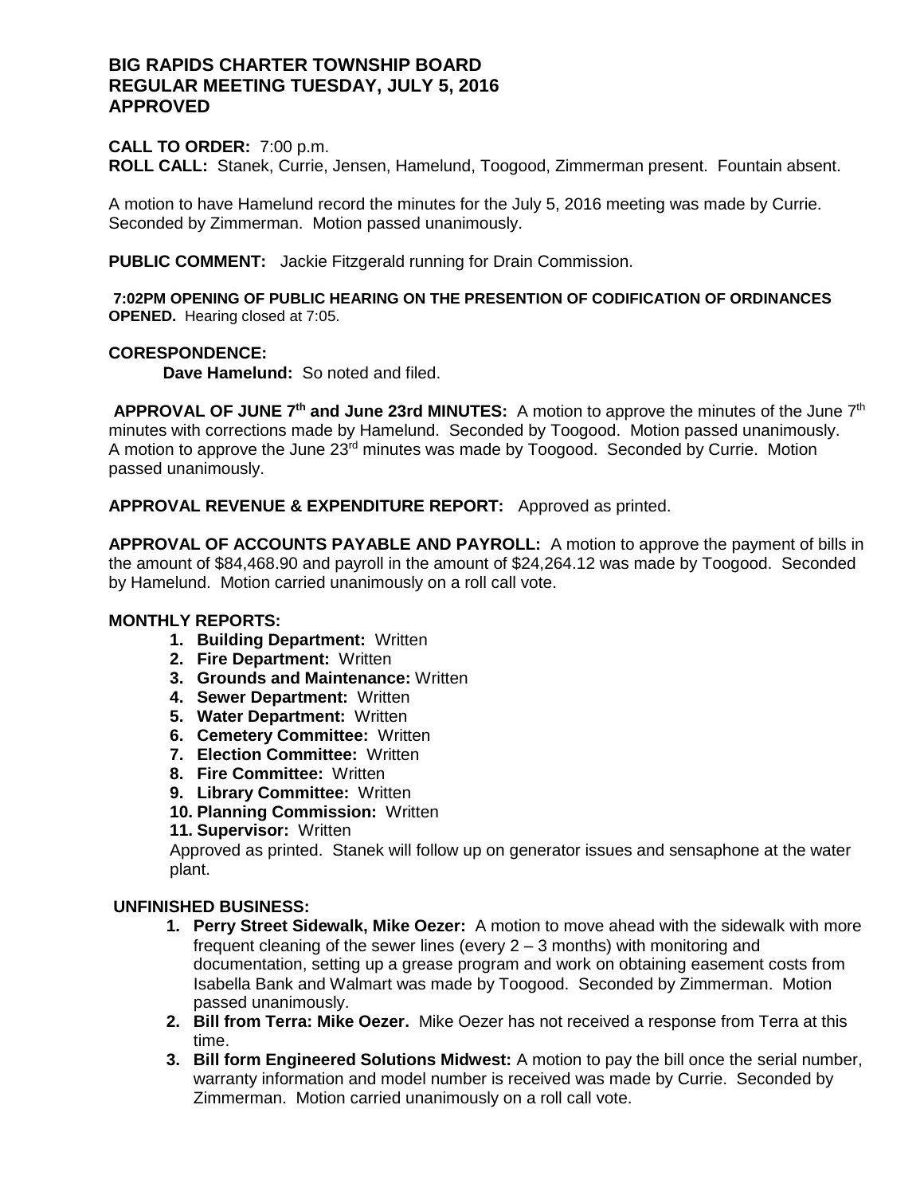# BIG RAPIDS CHARTER TOWNSHIP BOARD
# REGULAR MEETING TUESDAY, JULY 5, 2016
# APPROVED

**CALL TO ORDER:** 7:00 p.m.
**ROLL CALL:** Stanek, Currie, Jensen, Hamelund, Toogood, Zimmerman present. Fountain absent.

A motion to have Hamelund record the minutes for the July 5, 2016 meeting was made by Currie. Seconded by Zimmerman. Motion passed unanimously.

**PUBLIC COMMENT:** Jackie Fitzgerald running for Drain Commission.

**7:02PM OPENING OF PUBLIC HEARING ON THE PRESENTION OF CODIFICATION OF ORDINANCES OPENED.** Hearing closed at 7:05.

**CORESPONDENCE:**

**Dave Hamelund:** So noted and filed.

**APPROVAL OF JUNE 7th and June 23rd MINUTES:** A motion to approve the minutes of the June 7th minutes with corrections made by Hamelund. Seconded by Toogood. Motion passed unanimously. A motion to approve the June 23rd minutes was made by Toogood. Seconded by Currie. Motion passed unanimously.

**APPROVAL REVENUE & EXPENDITURE REPORT:** Approved as printed.

**APPROVAL OF ACCOUNTS PAYABLE AND PAYROLL:** A motion to approve the payment of bills in the amount of $84,468.90 and payroll in the amount of $24,264.12 was made by Toogood. Seconded by Hamelund. Motion carried unanimously on a roll call vote.

**MONTHLY REPORTS:**

1. **Building Department:** Written
2. **Fire Department:** Written
3. **Grounds and Maintenance:** Written
4. **Sewer Department:** Written
5. **Water Department:** Written
6. **Cemetery Committee:** Written
7. **Election Committee:** Written
8. **Fire Committee:** Written
9. **Library Committee:** Written
10. **Planning Commission:** Written
11. **Supervisor:** Written

Approved as printed. Stanek will follow up on generator issues and sensaphone at the water plant.

**UNFINISHED BUSINESS:**

1. **Perry Street Sidewalk, Mike Oezer:** A motion to move ahead with the sidewalk with more frequent cleaning of the sewer lines (every 2 – 3 months) with monitoring and documentation, setting up a grease program and work on obtaining easement costs from Isabella Bank and Walmart was made by Toogood. Seconded by Zimmerman. Motion passed unanimously.
2. **Bill from Terra: Mike Oezer.** Mike Oezer has not received a response from Terra at this time.
3. **Bill form Engineered Solutions Midwest:** A motion to pay the bill once the serial number, warranty information and model number is received was made by Currie. Seconded by Zimmerman. Motion carried unanimously on a roll call vote.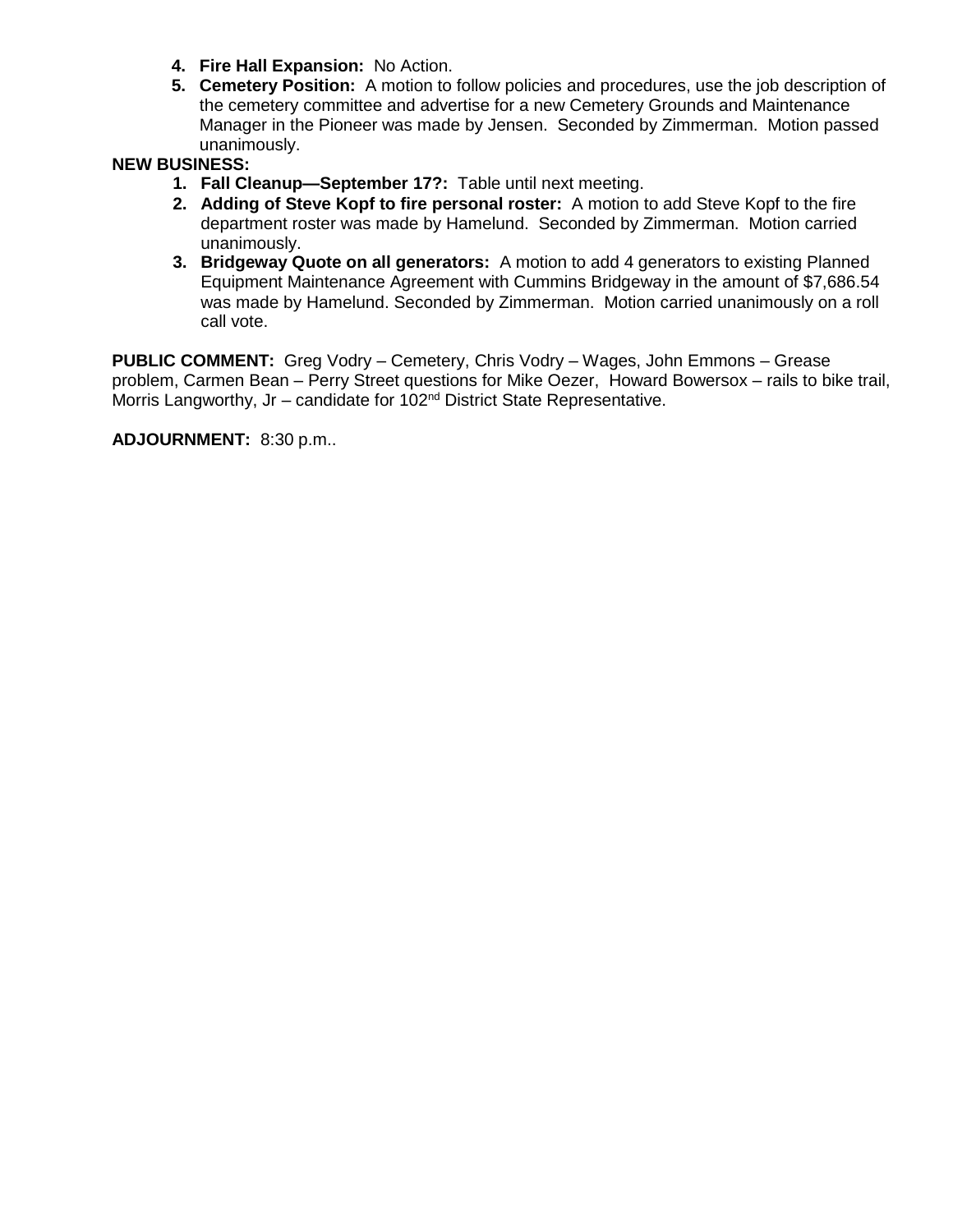4. **Fire Hall Expansion:** No Action.
5. **Cemetery Position:** A motion to follow policies and procedures, use the job description of the cemetery committee and advertise for a new Cemetery Grounds and Maintenance Manager in the Pioneer was made by Jensen. Seconded by Zimmerman. Motion passed unanimously.

**NEW BUSINESS:**

1. **Fall Cleanup—September 17?:** Table until next meeting.
2. **Adding of Steve Kopf to fire personal roster:** A motion to add Steve Kopf to the fire department roster was made by Hamelund. Seconded by Zimmerman. Motion carried unanimously.
3. **Bridgeway Quote on all generators:** A motion to add 4 generators to existing Planned Equipment Maintenance Agreement with Cummins Bridgeway in the amount of $7,686.54 was made by Hamelund. Seconded by Zimmerman. Motion carried unanimously on a roll call vote.

**PUBLIC COMMENT:** Greg Vodry – Cemetery, Chris Vodry – Wages, John Emmons – Grease problem, Carmen Bean – Perry Street questions for Mike Oezer, Howard Bowersox – rails to bike trail, Morris Langworthy, Jr – candidate for 102nd District State Representative.

**ADJOURNMENT:** 8:30 p.m..